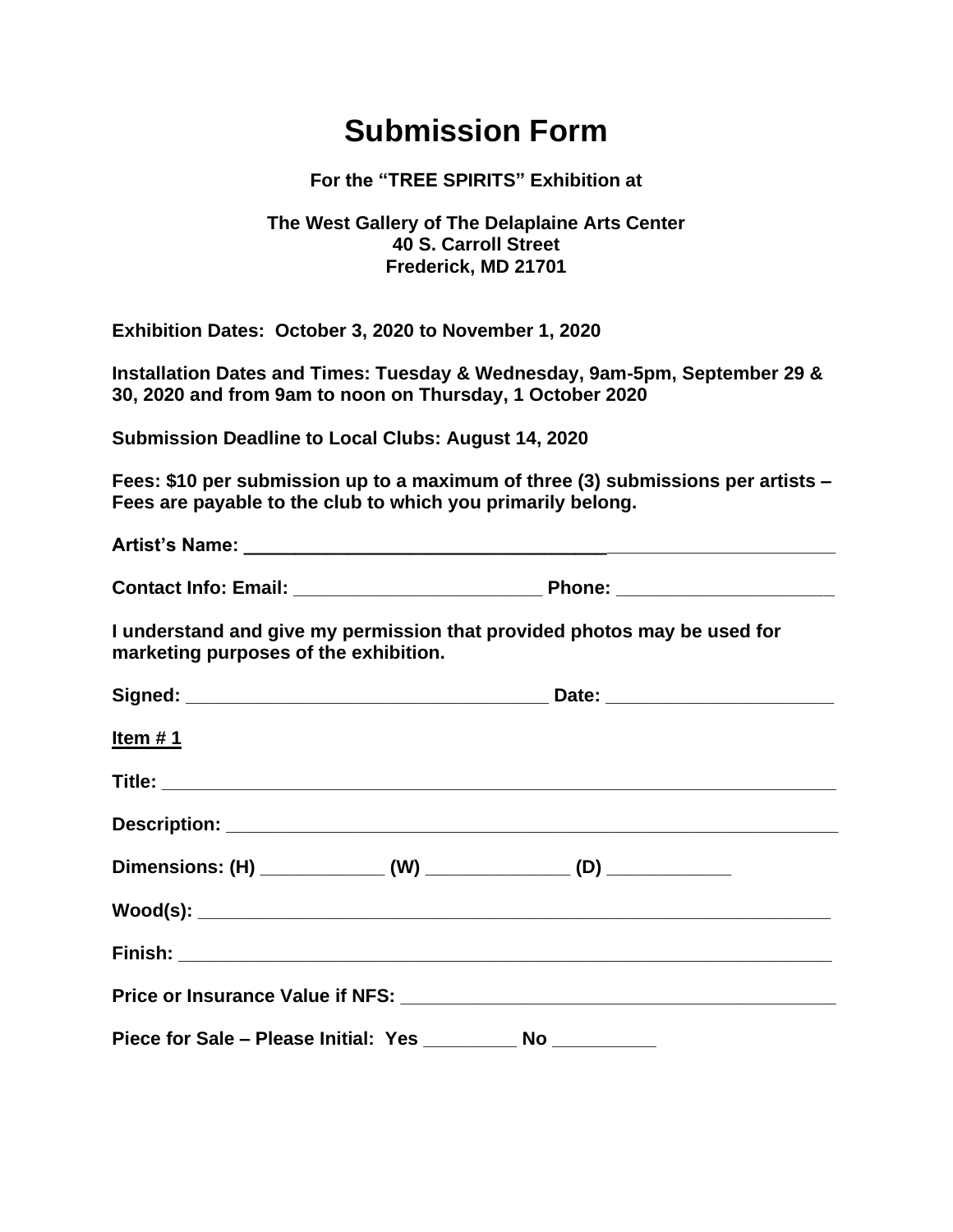# Submission Form

**For the "TREE SPIRITS" Exhibition at**

**The West Gallery of The Delaplaine Arts Center**
**40 S. Carroll Street**
**Frederick, MD 21701**

**Exhibition Dates: October 3, 2020 to November 1, 2020**

**Installation Dates and Times: Tuesday & Wednesday, 9am-5pm, September 29 & 30, 2020 and from 9am to noon on Thursday, 1 October 2020**

**Submission Deadline to Local Clubs: August 14, 2020**

**Fees: $10 per submission up to a maximum of three (3) submissions per artists – Fees are payable to the club to which you primarily belong.**

**Artist's Name:** _________________________________________________________

**Contact Info: Email:** ________________________ **Phone:** ____________________

**I understand and give my permission that provided photos may be used for marketing purposes of the exhibition.**

**Signed:** ___________________________________ **Date:** _____________________

**<u>Item # 1</u>**

**Title:** ______________________________________________________________

**Description:** _________________________________________________________

**Dimensions: (H)** ____________ **(W)** ______________ **(D)** ____________

**Wood(s):** ____________________________________________________________

**Finish:** ______________________________________________________________

**Price or Insurance Value if NFS:** ___________________________________________

**Piece for Sale – Please Initial: Yes** _________ **No** __________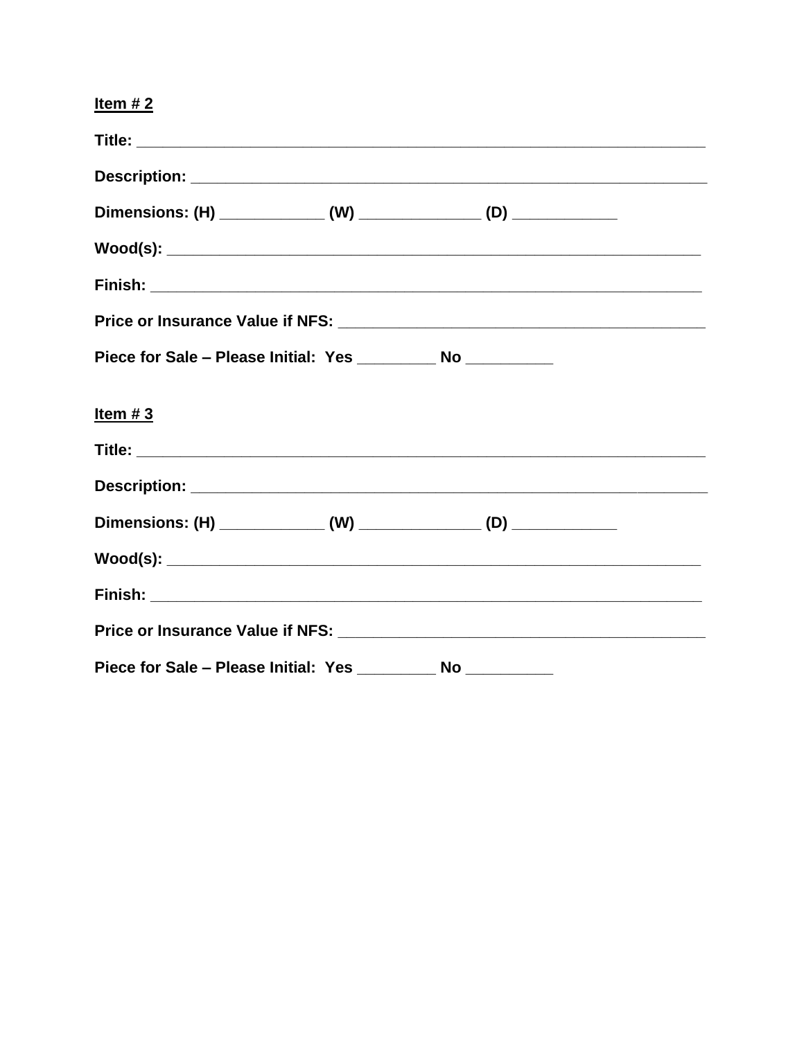**Item # 2**

**Title: ____________________________________________________________________**

**Description: ______________________________________________________________**

**Dimensions: (H) ____________ (W) ______________ (D) ____________**

**Wood(s): _________________________________________________________________**

**Finish: __________________________________________________________________**

**Price or Insurance Value if NFS: ___________________________________________**

**Piece for Sale – Please Initial: Yes _________ No __________**

**Item # 3**

**Title: ____________________________________________________________________**

**Description: ______________________________________________________________**

**Dimensions: (H) ____________ (W) ______________ (D) ____________**

**Wood(s): _________________________________________________________________**

**Finish: __________________________________________________________________**

**Price or Insurance Value if NFS: ___________________________________________**

**Piece for Sale – Please Initial: Yes _________ No __________**